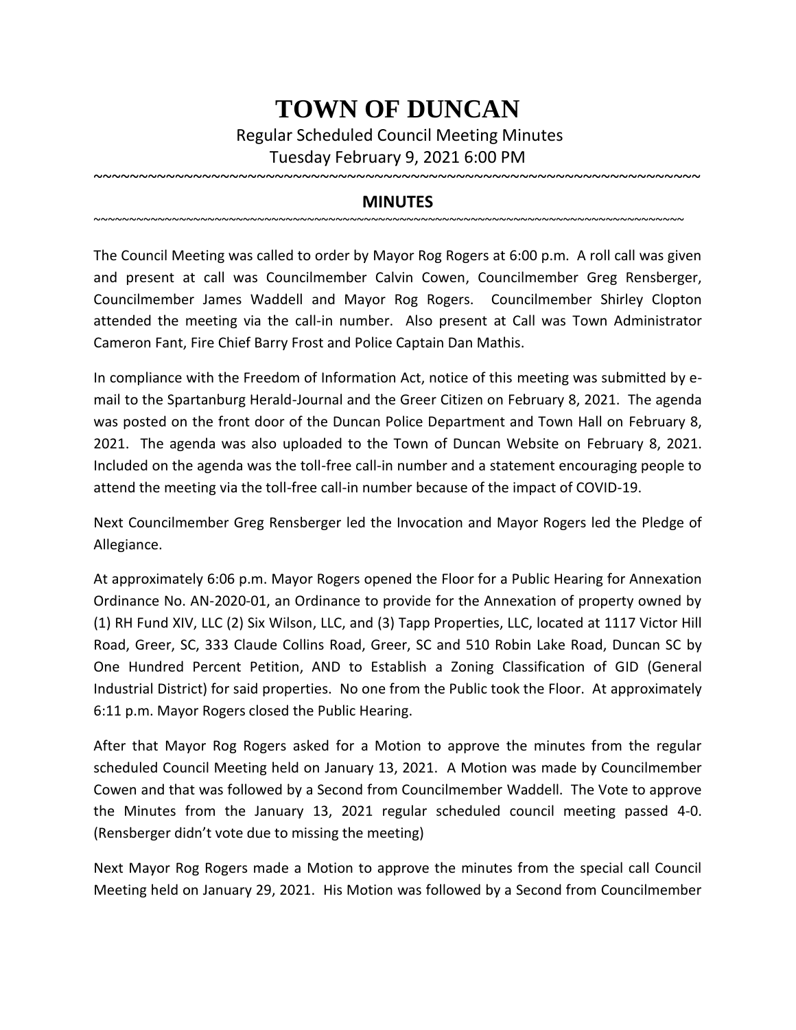# TOWN OF DUNCAN

Regular Scheduled Council Meeting Minutes

Tuesday February 9, 2021 6:00 PM

~~~~~~~~~~~~~~~~~~~~~~~~~~~~~~~~~~~~~~~~~~~~~~~~~~~~~~~~~~~~~~~~~~~~~~~~

## MINUTES

~~~~~~~~~~~~~~~~~~~~~~~~~~~~~~~~~~~~~~~~~~~~~~~~~~~~~~~~~~~~~~~~~~~~~~~~~~~~~~~~~~~~~

The Council Meeting was called to order by Mayor Rog Rogers at 6:00 p.m. A roll call was given and present at call was Councilmember Calvin Cowen, Councilmember Greg Rensberger, Councilmember James Waddell and Mayor Rog Rogers. Councilmember Shirley Clopton attended the meeting via the call-in number. Also present at Call was Town Administrator Cameron Fant, Fire Chief Barry Frost and Police Captain Dan Mathis.

In compliance with the Freedom of Information Act, notice of this meeting was submitted by e-mail to the Spartanburg Herald-Journal and the Greer Citizen on February 8, 2021. The agenda was posted on the front door of the Duncan Police Department and Town Hall on February 8, 2021. The agenda was also uploaded to the Town of Duncan Website on February 8, 2021. Included on the agenda was the toll-free call-in number and a statement encouraging people to attend the meeting via the toll-free call-in number because of the impact of COVID-19.

Next Councilmember Greg Rensberger led the Invocation and Mayor Rogers led the Pledge of Allegiance.

At approximately 6:06 p.m. Mayor Rogers opened the Floor for a Public Hearing for Annexation Ordinance No. AN-2020-01, an Ordinance to provide for the Annexation of property owned by (1) RH Fund XIV, LLC (2) Six Wilson, LLC, and (3) Tapp Properties, LLC, located at 1117 Victor Hill Road, Greer, SC, 333 Claude Collins Road, Greer, SC and 510 Robin Lake Road, Duncan SC by One Hundred Percent Petition, AND to Establish a Zoning Classification of GID (General Industrial District) for said properties. No one from the Public took the Floor. At approximately 6:11 p.m. Mayor Rogers closed the Public Hearing.

After that Mayor Rog Rogers asked for a Motion to approve the minutes from the regular scheduled Council Meeting held on January 13, 2021. A Motion was made by Councilmember Cowen and that was followed by a Second from Councilmember Waddell. The Vote to approve the Minutes from the January 13, 2021 regular scheduled council meeting passed 4-0. (Rensberger didn't vote due to missing the meeting)

Next Mayor Rog Rogers made a Motion to approve the minutes from the special call Council Meeting held on January 29, 2021. His Motion was followed by a Second from Councilmember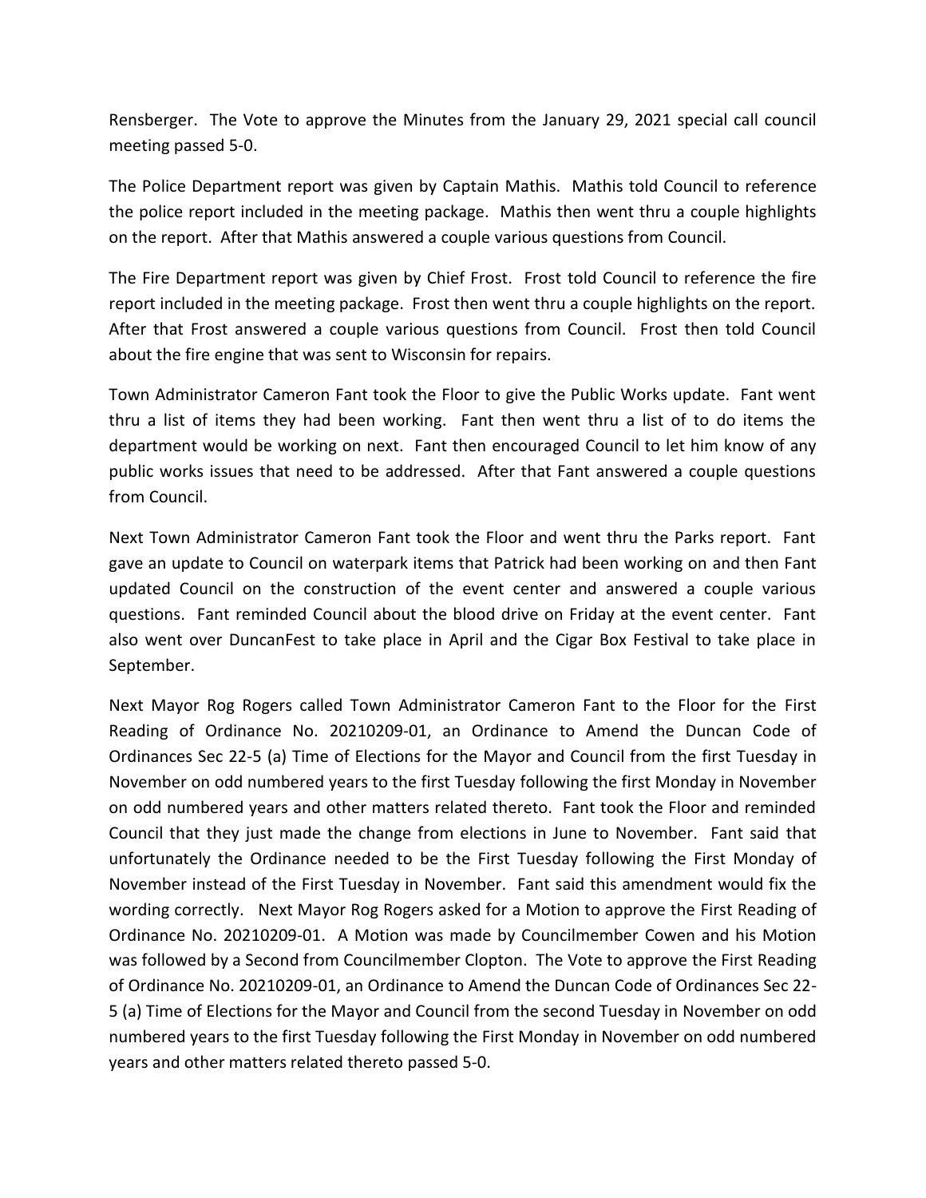Rensberger. The Vote to approve the Minutes from the January 29, 2021 special call council meeting passed 5-0.

The Police Department report was given by Captain Mathis. Mathis told Council to reference the police report included in the meeting package. Mathis then went thru a couple highlights on the report. After that Mathis answered a couple various questions from Council.

The Fire Department report was given by Chief Frost. Frost told Council to reference the fire report included in the meeting package. Frost then went thru a couple highlights on the report. After that Frost answered a couple various questions from Council. Frost then told Council about the fire engine that was sent to Wisconsin for repairs.

Town Administrator Cameron Fant took the Floor to give the Public Works update. Fant went thru a list of items they had been working. Fant then went thru a list of to do items the department would be working on next. Fant then encouraged Council to let him know of any public works issues that need to be addressed. After that Fant answered a couple questions from Council.

Next Town Administrator Cameron Fant took the Floor and went thru the Parks report. Fant gave an update to Council on waterpark items that Patrick had been working on and then Fant updated Council on the construction of the event center and answered a couple various questions. Fant reminded Council about the blood drive on Friday at the event center. Fant also went over DuncanFest to take place in April and the Cigar Box Festival to take place in September.

Next Mayor Rog Rogers called Town Administrator Cameron Fant to the Floor for the First Reading of Ordinance No. 20210209-01, an Ordinance to Amend the Duncan Code of Ordinances Sec 22-5 (a) Time of Elections for the Mayor and Council from the first Tuesday in November on odd numbered years to the first Tuesday following the first Monday in November on odd numbered years and other matters related thereto. Fant took the Floor and reminded Council that they just made the change from elections in June to November. Fant said that unfortunately the Ordinance needed to be the First Tuesday following the First Monday of November instead of the First Tuesday in November. Fant said this amendment would fix the wording correctly. Next Mayor Rog Rogers asked for a Motion to approve the First Reading of Ordinance No. 20210209-01. A Motion was made by Councilmember Cowen and his Motion was followed by a Second from Councilmember Clopton. The Vote to approve the First Reading of Ordinance No. 20210209-01, an Ordinance to Amend the Duncan Code of Ordinances Sec 22-5 (a) Time of Elections for the Mayor and Council from the second Tuesday in November on odd numbered years to the first Tuesday following the First Monday in November on odd numbered years and other matters related thereto passed 5-0.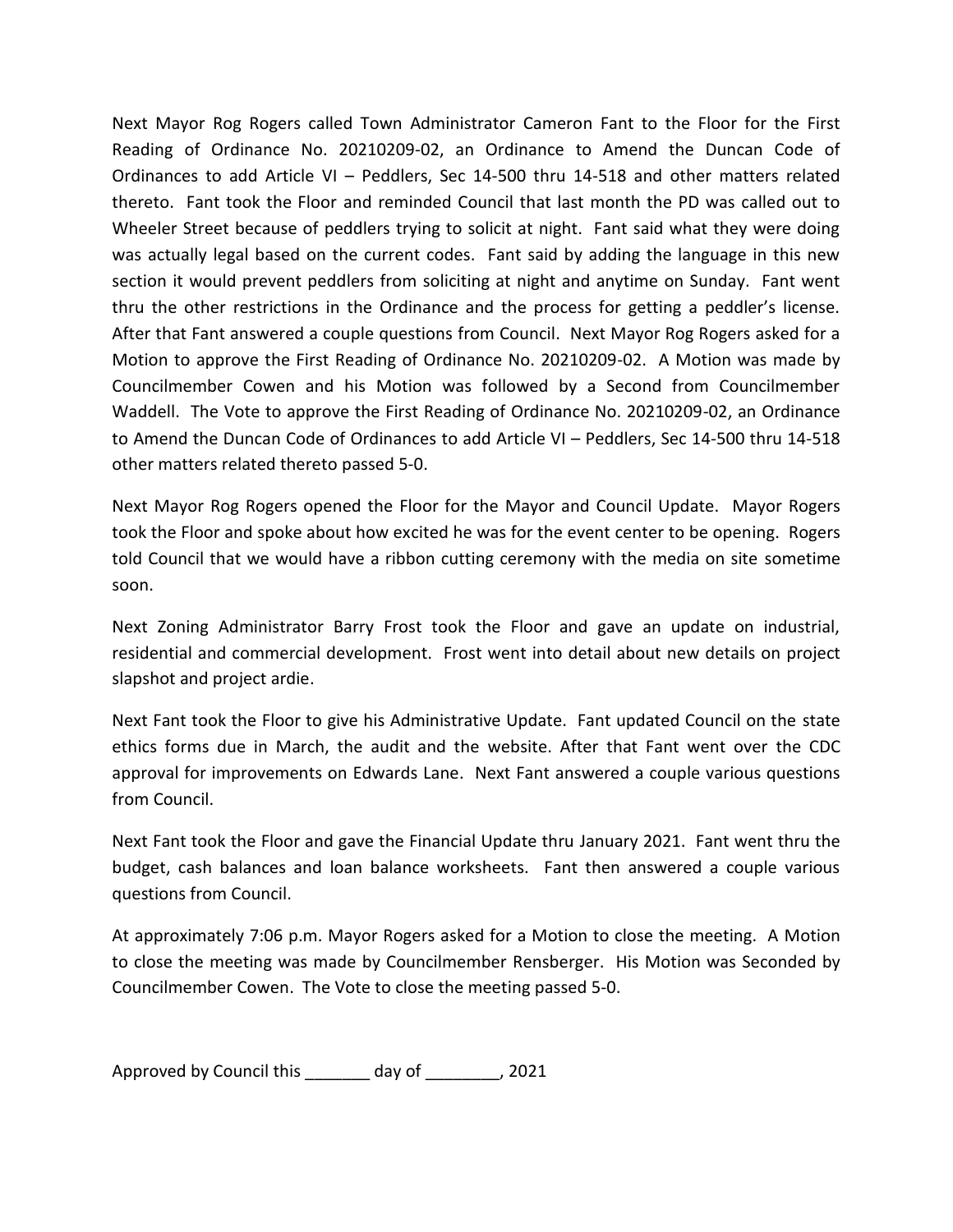Next Mayor Rog Rogers called Town Administrator Cameron Fant to the Floor for the First Reading of Ordinance No. 20210209-02, an Ordinance to Amend the Duncan Code of Ordinances to add Article VI – Peddlers, Sec 14-500 thru 14-518 and other matters related thereto. Fant took the Floor and reminded Council that last month the PD was called out to Wheeler Street because of peddlers trying to solicit at night. Fant said what they were doing was actually legal based on the current codes. Fant said by adding the language in this new section it would prevent peddlers from soliciting at night and anytime on Sunday. Fant went thru the other restrictions in the Ordinance and the process for getting a peddler's license. After that Fant answered a couple questions from Council. Next Mayor Rog Rogers asked for a Motion to approve the First Reading of Ordinance No. 20210209-02. A Motion was made by Councilmember Cowen and his Motion was followed by a Second from Councilmember Waddell. The Vote to approve the First Reading of Ordinance No. 20210209-02, an Ordinance to Amend the Duncan Code of Ordinances to add Article VI – Peddlers, Sec 14-500 thru 14-518 other matters related thereto passed 5-0.

Next Mayor Rog Rogers opened the Floor for the Mayor and Council Update. Mayor Rogers took the Floor and spoke about how excited he was for the event center to be opening. Rogers told Council that we would have a ribbon cutting ceremony with the media on site sometime soon.

Next Zoning Administrator Barry Frost took the Floor and gave an update on industrial, residential and commercial development. Frost went into detail about new details on project slapshot and project ardie.

Next Fant took the Floor to give his Administrative Update. Fant updated Council on the state ethics forms due in March, the audit and the website. After that Fant went over the CDC approval for improvements on Edwards Lane. Next Fant answered a couple various questions from Council.

Next Fant took the Floor and gave the Financial Update thru January 2021. Fant went thru the budget, cash balances and loan balance worksheets. Fant then answered a couple various questions from Council.

At approximately 7:06 p.m. Mayor Rogers asked for a Motion to close the meeting. A Motion to close the meeting was made by Councilmember Rensberger. His Motion was Seconded by Councilmember Cowen. The Vote to close the meeting passed 5-0.

Approved by Council this _______ day of ________, 2021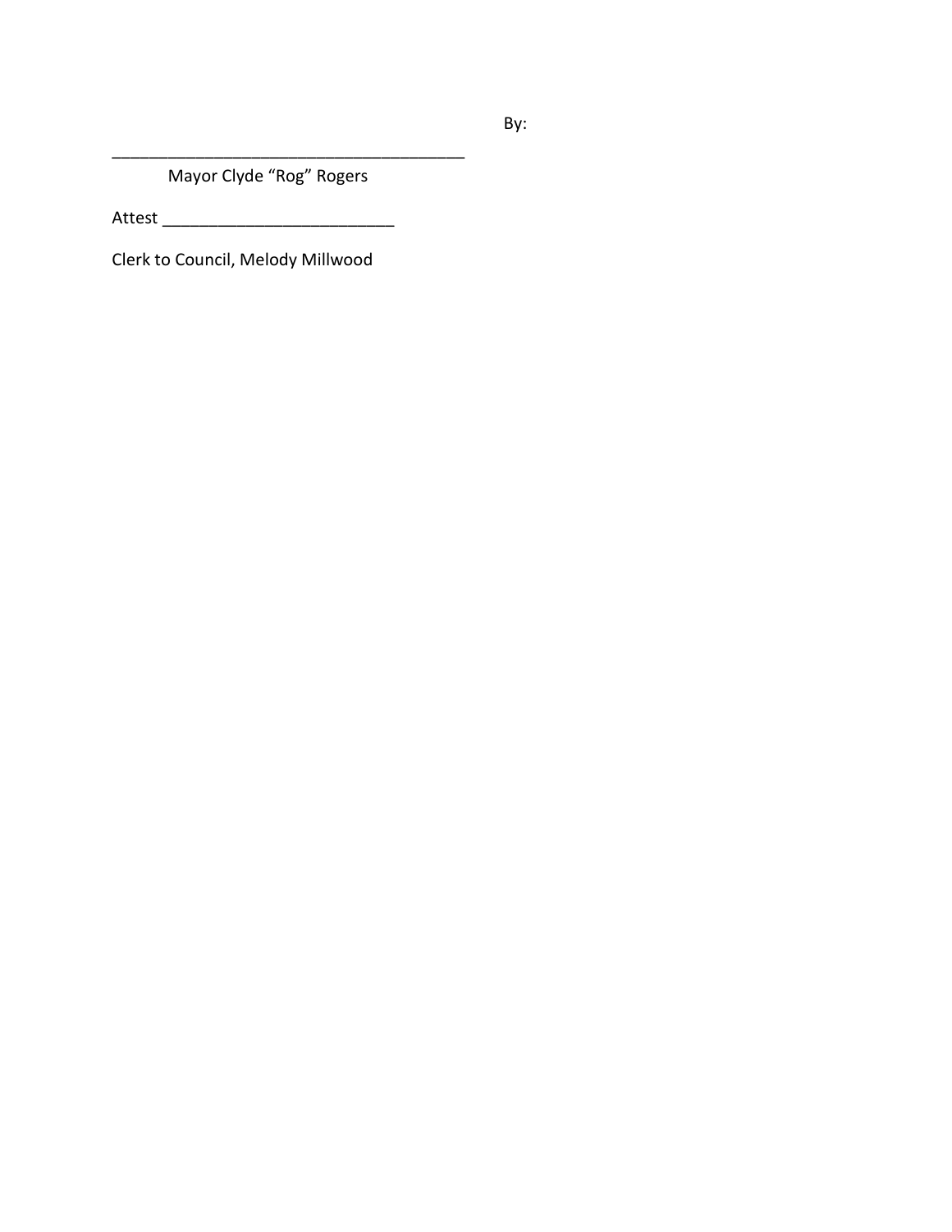By:

_______________________________________

Mayor Clyde “Rog” Rogers

Attest _________________________

Clerk to Council, Melody Millwood